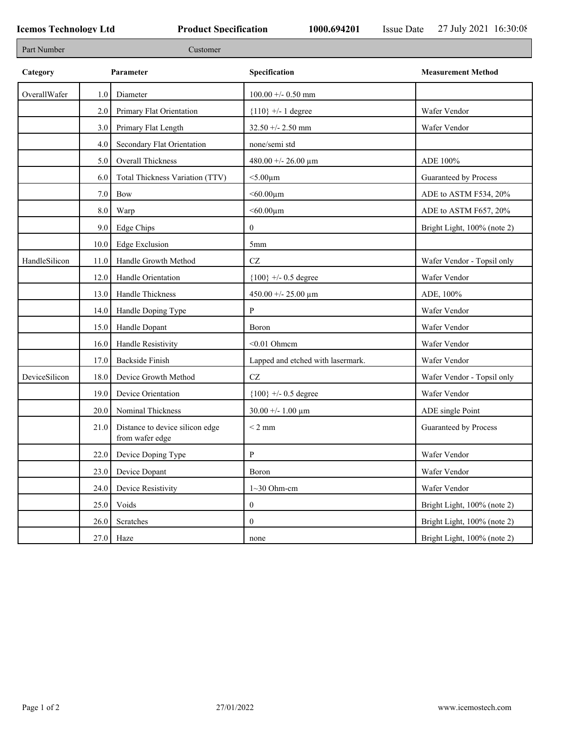**Icemos Technology Ltd** **Product Specification** **1000.694201** Issue Date 27 July 2021 16:30:08

| Part Number | Customer |
|---|---|

| Category | | Parameter | Specification | Measurement Method |
|---|---|---|---|---|
| OverallWafer | 1.0 | Diameter | 100.00 +/- 0.50 mm | |
| | 2.0 | Primary Flat Orientation | {110} +/- 1 degree | Wafer Vendor |
| | 3.0 | Primary Flat Length | 32.50 +/- 2.50 mm | Wafer Vendor |
| | 4.0 | Secondary Flat Orientation | none/semi std | |
| | 5.0 | Overall Thickness | 480.00 +/- 26.00 µm | ADE 100% |
| | 6.0 | Total Thickness Variation (TTV) | <5.00µm | Guaranteed by Process |
| | 7.0 | Bow | <60.00µm | ADE to ASTM F534, 20% |
| | 8.0 | Warp | <60.00µm | ADE to ASTM F657, 20% |
| | 9.0 | Edge Chips | 0 | Bright Light, 100% (note 2) |
| | 10.0 | Edge Exclusion | 5mm | |
| HandleSilicon | 11.0 | Handle Growth Method | CZ | Wafer Vendor - Topsil only |
| | 12.0 | Handle Orientation | {100} +/- 0.5 degree | Wafer Vendor |
| | 13.0 | Handle Thickness | 450.00 +/- 25.00 µm | ADE, 100% |
| | 14.0 | Handle Doping Type | P | Wafer Vendor |
| | 15.0 | Handle Dopant | Boron | Wafer Vendor |
| | 16.0 | Handle Resistivity | <0.01 Ohmcm | Wafer Vendor |
| | 17.0 | Backside Finish | Lapped and etched with lasermark. | Wafer Vendor |
| DeviceSilicon | 18.0 | Device Growth Method | CZ | Wafer Vendor - Topsil only |
| | 19.0 | Device Orientation | {100} +/- 0.5 degree | Wafer Vendor |
| | 20.0 | Nominal Thickness | 30.00 +/- 1.00 µm | ADE single Point |
| | 21.0 | Distance to device silicon edge from wafer edge | < 2 mm | Guaranteed by Process |
| | 22.0 | Device Doping Type | P | Wafer Vendor |
| | 23.0 | Device Dopant | Boron | Wafer Vendor |
| | 24.0 | Device Resistivity | 1~30 Ohm-cm | Wafer Vendor |
| | 25.0 | Voids | 0 | Bright Light, 100% (note 2) |
| | 26.0 | Scratches | 0 | Bright Light, 100% (note 2) |
| | 27.0 | Haze | none | Bright Light, 100% (note 2) |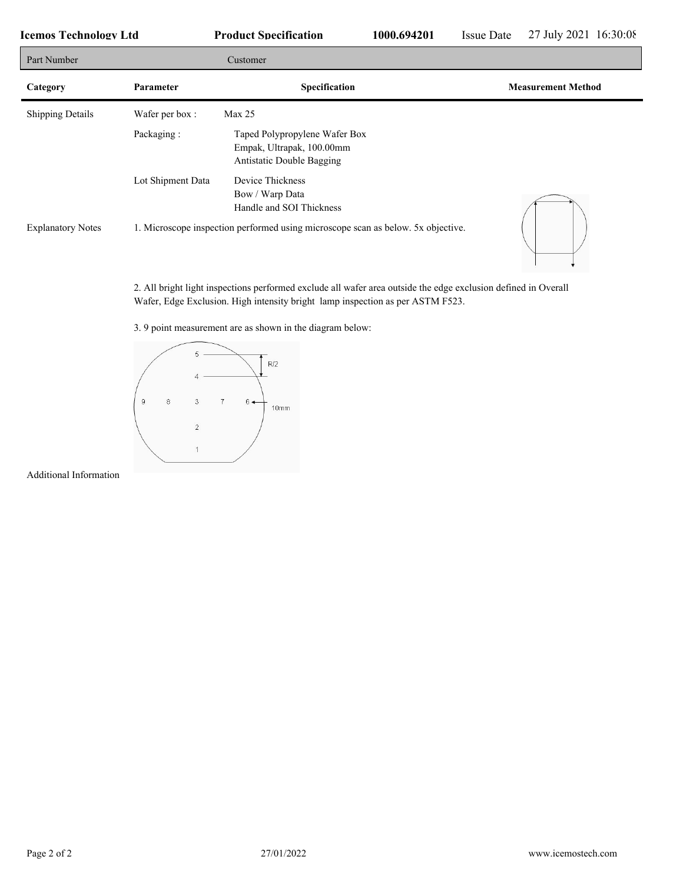| Category | Parameter | Specification | Measurement Method |
|---|---|---|---|
| Shipping Details | Wafer per box : | Max 25 | |
| | Packaging : | Taped Polypropylene Wafer Box<br>Empak, Ultrapak, 100.00mm<br>Antistatic Double Bagging | |
| | Lot Shipment Data | Device Thickness<br>Bow / Warp Data<br>Handle and SOI Thickness | |
| Explanatory Notes | 1. Microscope inspection performed using microscope scan as below. 5x objective. | | |

2. All bright light inspections performed exclude all wafer area outside the edge exclusion defined in Overall Wafer, Edge Exclusion. High intensity bright lamp inspection as per ASTM F523.

3. 9 point measurement are as shown in the diagram below:

5
4
R/2
9 8 3 7 6
10mm
2
1

Additional Information